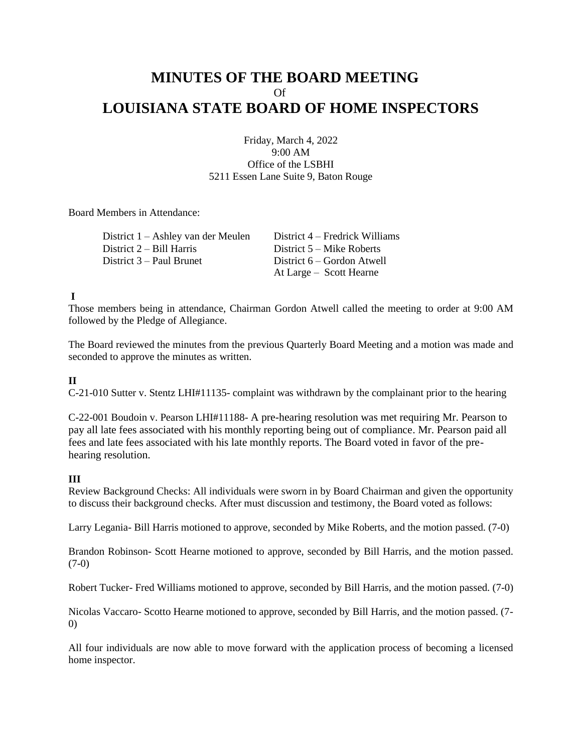# MINUTES OF THE BOARD MEETING

Of

# LOUISIANA STATE BOARD OF HOME INSPECTORS

Friday, March 4, 2022
9:00 AM
Office of the LSBHI
5211 Essen Lane Suite 9, Baton Rouge

Board Members in Attendance:

District 1 – Ashley van der Meulen
District 2 – Bill Harris
District 3 – Paul Brunet
District 4 – Fredrick Williams
District 5 – Mike Roberts
District 6 – Gordon Atwell
At Large – Scott Hearne

**I**

Those members being in attendance, Chairman Gordon Atwell called the meeting to order at 9:00 AM followed by the Pledge of Allegiance.

The Board reviewed the minutes from the previous Quarterly Board Meeting and a motion was made and seconded to approve the minutes as written.

**II**

C-21-010 Sutter v. Stentz LHI#11135- complaint was withdrawn by the complainant prior to the hearing

C-22-001 Boudoin v. Pearson LHI#11188- A pre-hearing resolution was met requiring Mr. Pearson to pay all late fees associated with his monthly reporting being out of compliance. Mr. Pearson paid all fees and late fees associated with his late monthly reports. The Board voted in favor of the pre-hearing resolution.

**III**

Review Background Checks: All individuals were sworn in by Board Chairman and given the opportunity to discuss their background checks. After must discussion and testimony, the Board voted as follows:

Larry Legania- Bill Harris motioned to approve, seconded by Mike Roberts, and the motion passed. (7-0)

Brandon Robinson- Scott Hearne motioned to approve, seconded by Bill Harris, and the motion passed. (7-0)

Robert Tucker- Fred Williams motioned to approve, seconded by Bill Harris, and the motion passed. (7-0)

Nicolas Vaccaro- Scotto Hearne motioned to approve, seconded by Bill Harris, and the motion passed. (7-0)

All four individuals are now able to move forward with the application process of becoming a licensed home inspector.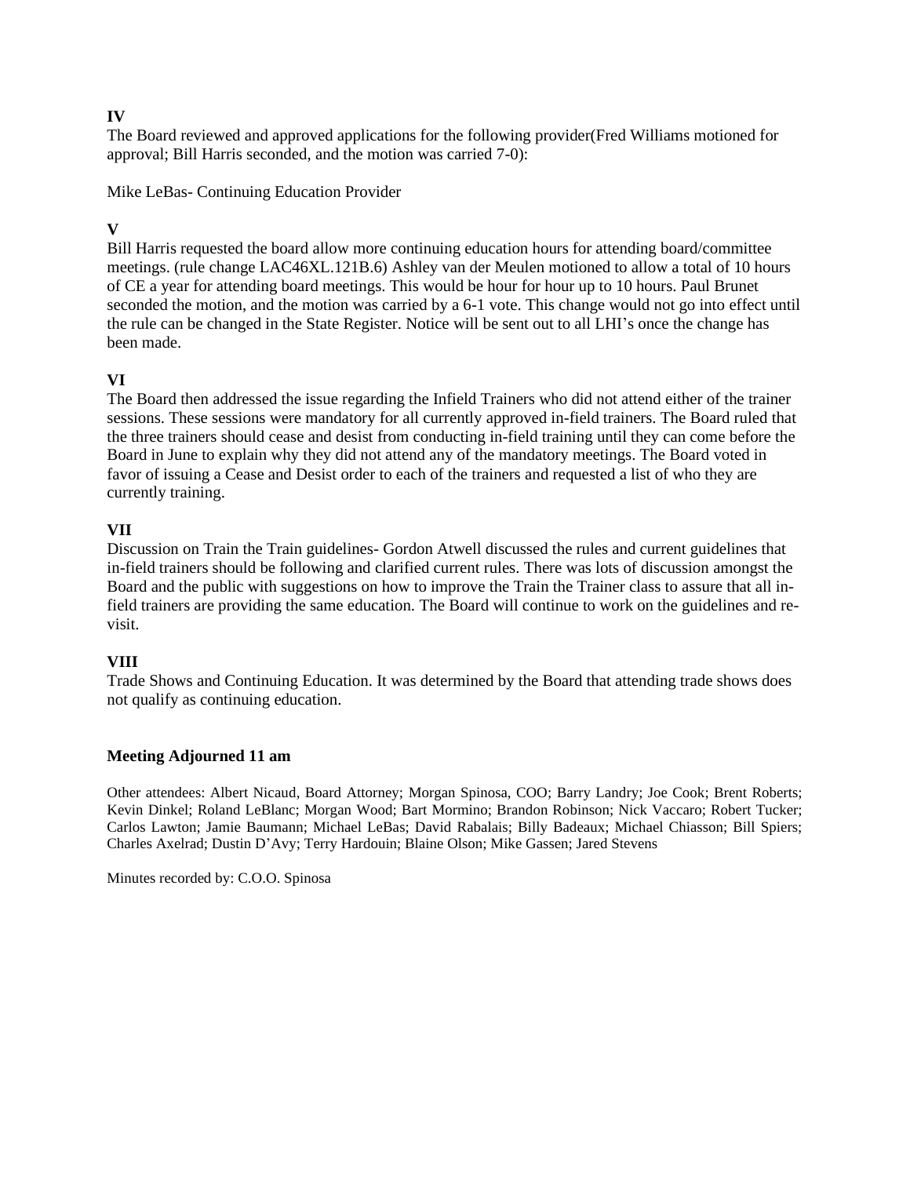**IV**

The Board reviewed and approved applications for the following provider(Fred Williams motioned for approval; Bill Harris seconded, and the motion was carried 7-0):

Mike LeBas- Continuing Education Provider

**V**

Bill Harris requested the board allow more continuing education hours for attending board/committee meetings. (rule change LAC46XL.121B.6) Ashley van der Meulen motioned to allow a total of 10 hours of CE a year for attending board meetings. This would be hour for hour up to 10 hours. Paul Brunet seconded the motion, and the motion was carried by a 6-1 vote. This change would not go into effect until the rule can be changed in the State Register. Notice will be sent out to all LHI's once the change has been made.

**VI**

The Board then addressed the issue regarding the Infield Trainers who did not attend either of the trainer sessions. These sessions were mandatory for all currently approved in-field trainers. The Board ruled that the three trainers should cease and desist from conducting in-field training until they can come before the Board in June to explain why they did not attend any of the mandatory meetings. The Board voted in favor of issuing a Cease and Desist order to each of the trainers and requested a list of who they are currently training.

**VII**

Discussion on Train the Train guidelines- Gordon Atwell discussed the rules and current guidelines that in-field trainers should be following and clarified current rules. There was lots of discussion amongst the Board and the public with suggestions on how to improve the Train the Trainer class to assure that all in-field trainers are providing the same education. The Board will continue to work on the guidelines and re-visit.

**VIII**

Trade Shows and Continuing Education. It was determined by the Board that attending trade shows does not qualify as continuing education.

**Meeting Adjourned 11 am**

Other attendees: Albert Nicaud, Board Attorney; Morgan Spinosa, COO; Barry Landry; Joe Cook; Brent Roberts; Kevin Dinkel; Roland LeBlanc; Morgan Wood; Bart Mormino; Brandon Robinson; Nick Vaccaro; Robert Tucker; Carlos Lawton; Jamie Baumann; Michael LeBas; David Rabalais; Billy Badeaux; Michael Chiasson; Bill Spiers; Charles Axelrad; Dustin D'Avy; Terry Hardouin; Blaine Olson; Mike Gassen; Jared Stevens

Minutes recorded by: C.O.O. Spinosa